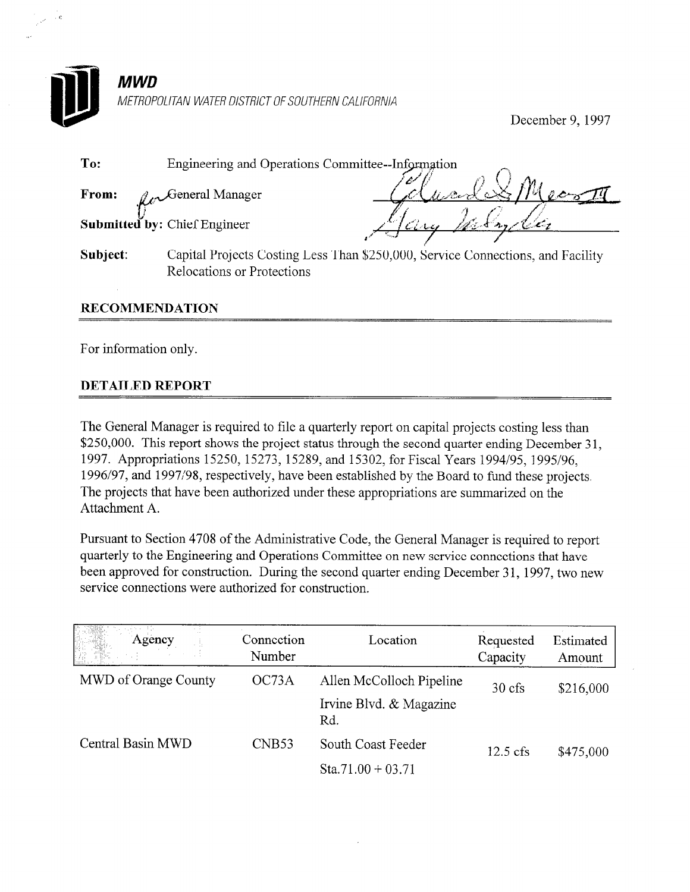**MWD**

*METROPOLITAN WATER DISTRICT OF SOUTHERN CALIFORNIA*

December 9, 1997

**To:** Engineering and Operations Committee--Information

**From:** General Manager

**Submitted by:** Chief Engineer

**Subject:** Capital Projects Costing Less Than $250,000, Service Connections, and Facility Relocations or Protections

## RECOMMENDATION

For information only.

## DETAILED REPORT

The General Manager is required to file a quarterly report on capital projects costing less than $250,000. This report shows the project status through the second quarter ending December 31, 1997. Appropriations 15250, 15273, 15289, and 15302, for Fiscal Years 1994/95, 1995/96, 1996/97, and 1997/98, respectively, have been established by the Board to fund these projects. The projects that have been authorized under these appropriations are summarized on the Attachment A.

Pursuant to Section 4708 of the Administrative Code, the General Manager is required to report quarterly to the Engineering and Operations Committee on new service connections that have been approved for construction. During the second quarter ending December 31, 1997, two new service connections were authorized for construction.

| Agency | Connection Number | Location | Requested Capacity | Estimated Amount |
|---|---|---|---|---|
| MWD of Orange County | OC73A | Allen McColloch Pipeline<br>Irvine Blvd. & Magazine Rd. | 30 cfs | $216,000 |
| Central Basin MWD | CNB53 | South Coast Feeder<br>Sta.71.00 + 03.71 | 12.5 cfs | $475,000 |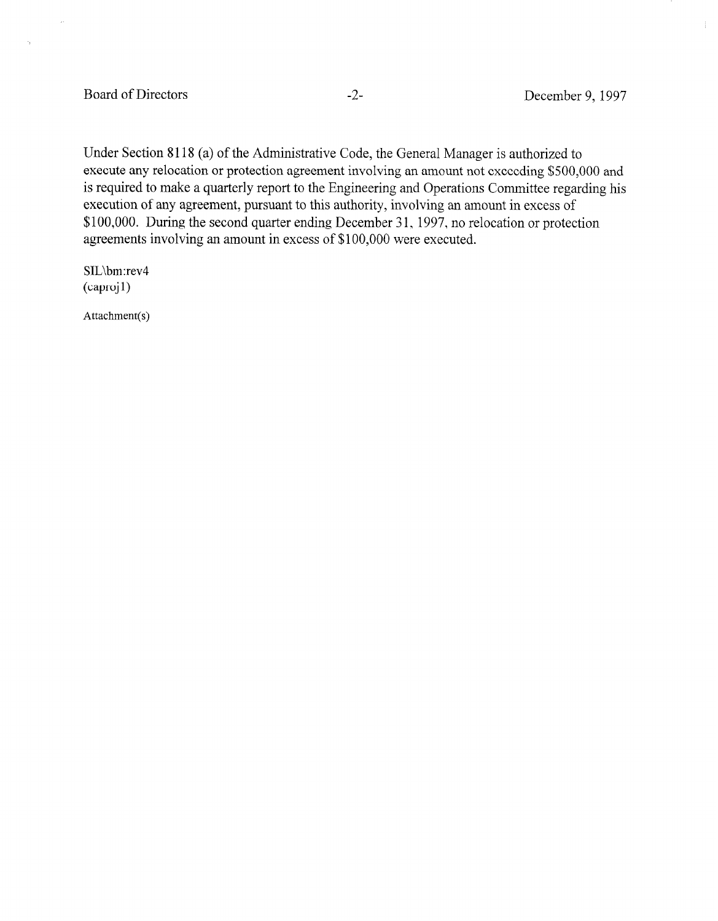Under Section 8118 (a) of the Administrative Code, the General Manager is authorized to execute any relocation or protection agreement involving an amount not exceeding $500,000 and is required to make a quarterly report to the Engineering and Operations Committee regarding his execution of any agreement, pursuant to this authority, involving an amount in excess of $100,000. During the second quarter ending December 31, 1997, no relocation or protection agreements involving an amount in excess of $100,000 were executed.

SIL\bm:rev4
(caproj1)

Attachment(s)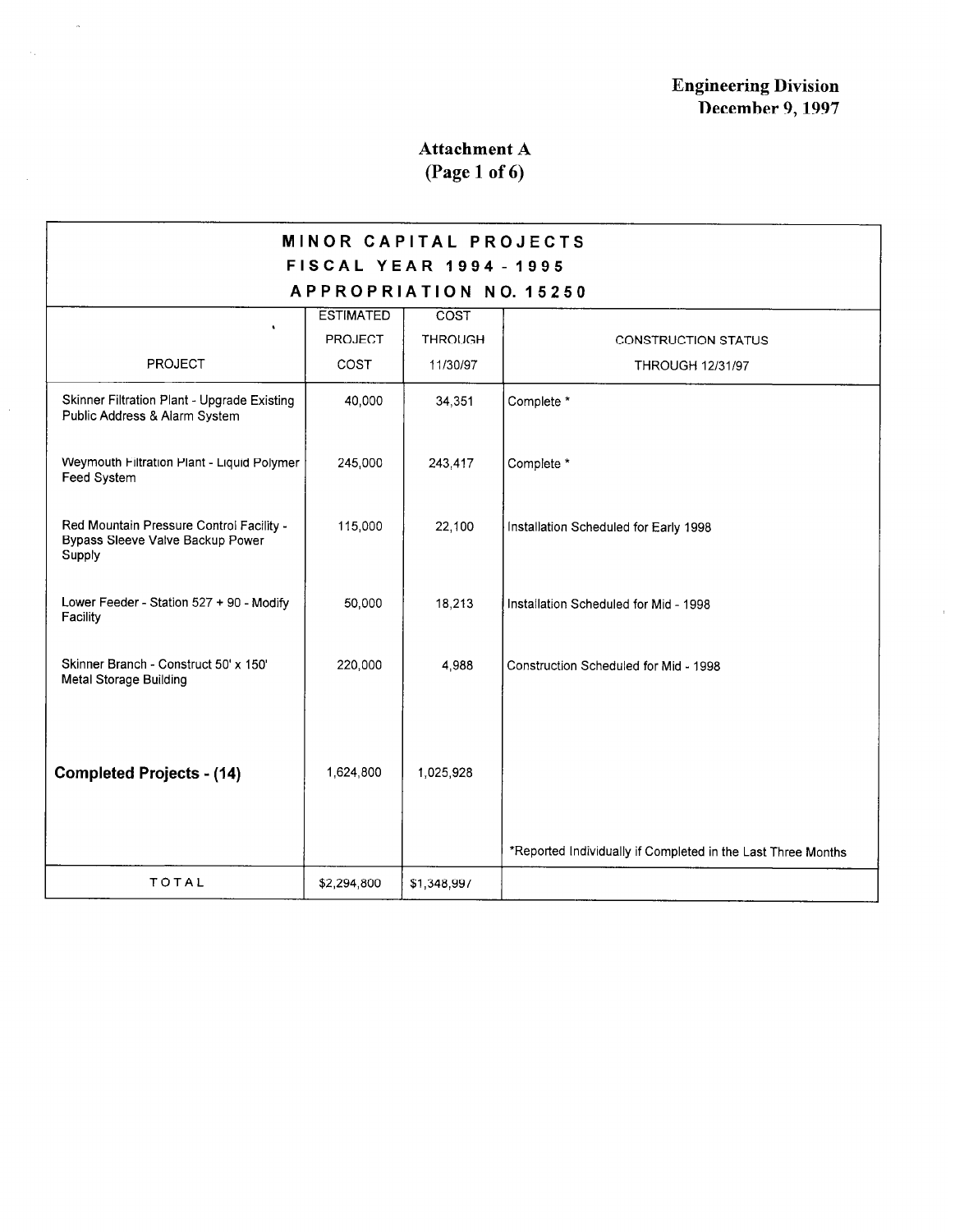Engineering Division
December 9, 1997

**Attachment A**
**(Page 1 of 6)**

| MINOR CAPITAL PROJECTS<br>FISCAL YEAR 1994 - 1995<br>APPROPRIATION NO. 15250 | | | |
|---|---|---|---|
| PROJECT | ESTIMATED PROJECT COST | COST THROUGH 11/30/97 | CONSTRUCTION STATUS THROUGH 12/31/97 |
| Skinner Filtration Plant - Upgrade Existing Public Address & Alarm System | 40,000 | 34,351 | Complete * |
| Weymouth Filtration Plant - Liquid Polymer Feed System | 245,000 | 243,417 | Complete * |
| Red Mountain Pressure Control Facility - Bypass Sleeve Valve Backup Power Supply | 115,000 | 22,100 | Installation Scheduled for Early 1998 |
| Lower Feeder - Station 527 + 90 - Modify Facility | 50,000 | 18,213 | Installation Scheduled for Mid - 1998 |
| Skinner Branch - Construct 50' x 150' Metal Storage Building | 220,000 | 4,988 | Construction Scheduled for Mid - 1998 |
| **Completed Projects - (14)** | 1,624,800 | 1,025,928 | |
| | | | *Reported Individually if Completed in the Last Three Months |
| TOTAL | $2,294,800 | $1,348,997 | |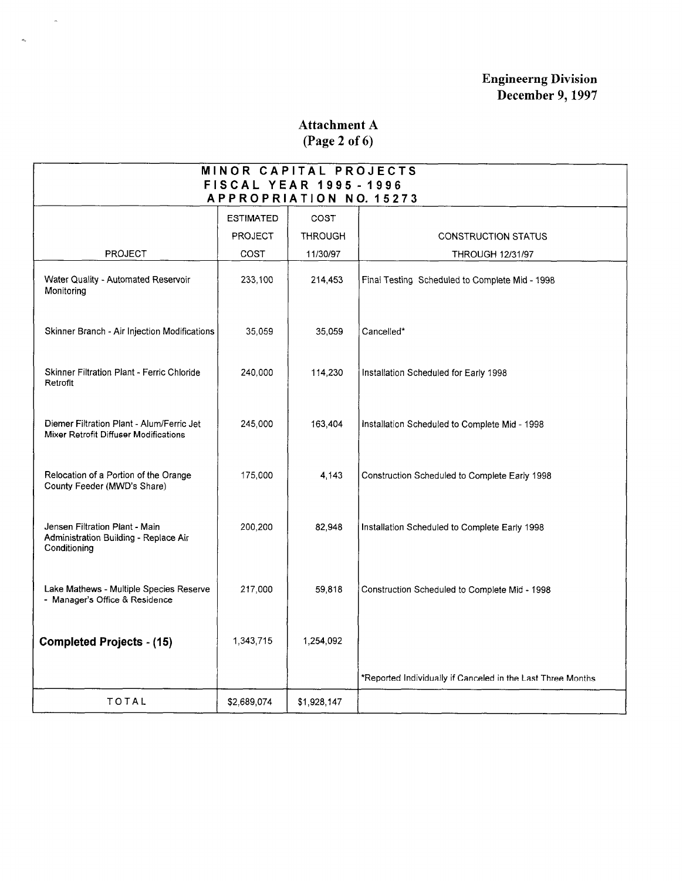**Engineerng Division**
**December 9, 1997**

## Attachment A
## (Page 2 of 6)

| MINOR CAPITAL PROJECTS FISCAL YEAR 1995 - 1996 APPROPRIATION NO. 15273 | | | |
|---|---|---|---|
| PROJECT | ESTIMATED PROJECT COST | COST THROUGH 11/30/97 | CONSTRUCTION STATUS THROUGH 12/31/97 |
| Water Quality - Automated Reservoir Monitoring | 233,100 | 214,453 | Final Testing Scheduled to Complete Mid - 1998 |
| Skinner Branch - Air Injection Modifications | 35,059 | 35,059 | Cancelled* |
| Skinner Filtration Plant - Ferric Chloride Retrofit | 240,000 | 114,230 | Installation Scheduled for Early 1998 |
| Diemer Filtration Plant - Alum/Ferric Jet Mixer Retrofit Diffuser Modifications | 245,000 | 163,404 | Installation Scheduled to Complete Mid - 1998 |
| Relocation of a Portion of the Orange County Feeder (MWD's Share) | 175,000 | 4,143 | Construction Scheduled to Complete Early 1998 |
| Jensen Filtration Plant - Main Administration Building - Replace Air Conditioning | 200,200 | 82,948 | Installation Scheduled to Complete Early 1998 |
| Lake Mathews - Multiple Species Reserve - Manager's Office & Residence | 217,000 | 59,818 | Construction Scheduled to Complete Mid - 1998 |
| **Completed Projects - (15)** | 1,343,715 | 1,254,092 | |
| | | | *Reported Individually if Canceled in the Last Three Months |
| TOTAL | $2,689,074 | $1,928,147 | |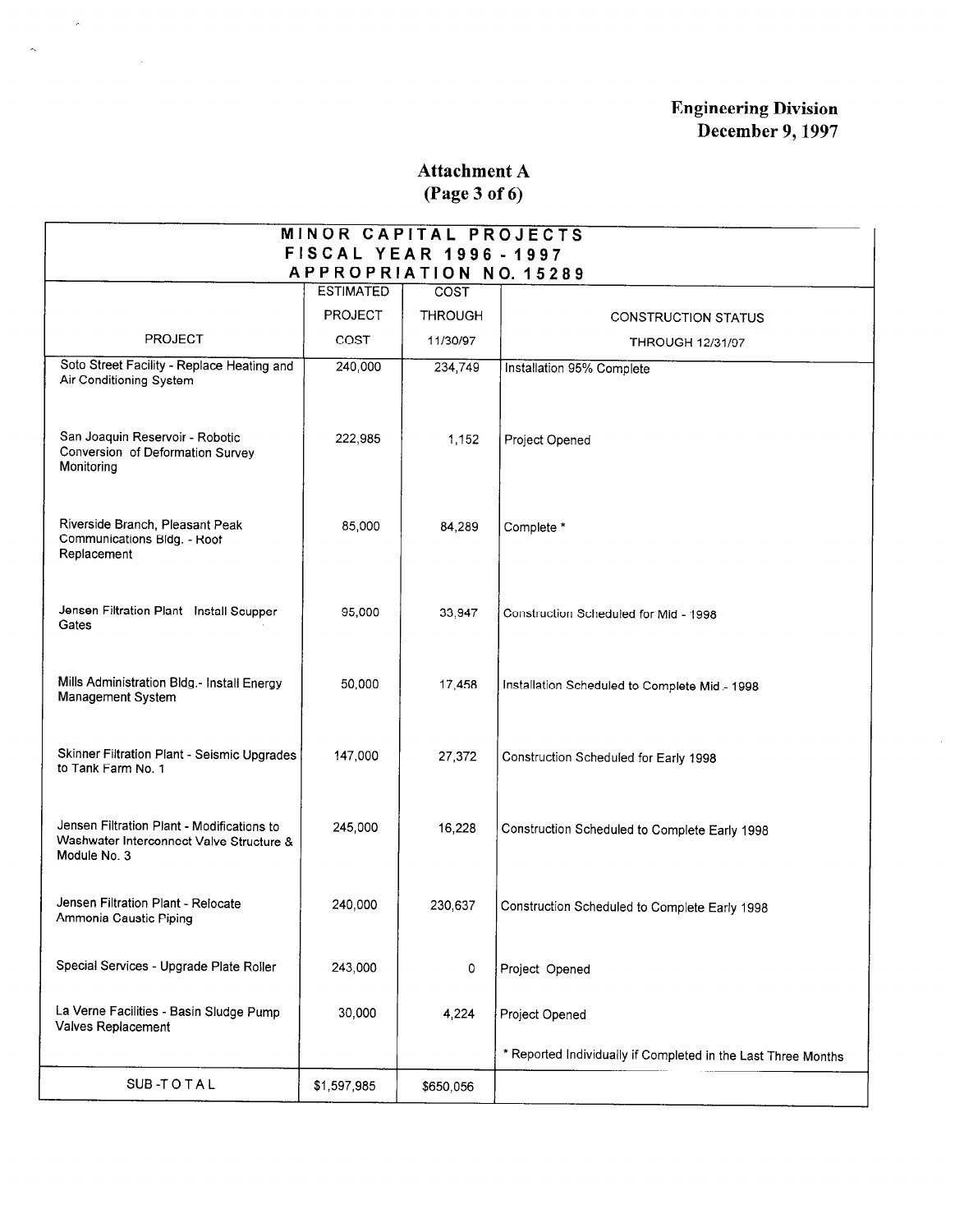**Engineering Division**
**December 9, 1997**

## Attachment A
## (Page 3 of 6)

| MINOR CAPITAL PROJECTS FISCAL YEAR 1996 - 1997 APPROPRIATION NO. 15289 | | | |
|---|---|---|---|
| PROJECT | ESTIMATED PROJECT COST | COST THROUGH 11/30/97 | CONSTRUCTION STATUS THROUGH 12/31/97 |
| Soto Street Facility - Replace Heating and Air Conditioning System | 240,000 | 234,749 | Installation 95% Complete |
| San Joaquin Reservoir - Robotic Conversion of Deformation Survey Monitoring | 222,985 | 1,152 | Project Opened |
| Riverside Branch, Pleasant Peak Communications Bldg. - Roof Replacement | 85,000 | 84,289 | Complete * |
| Jensen Filtration Plant Install Scupper Gates | 95,000 | 33,947 | Construction Scheduled for Mid - 1998 |
| Mills Administration Bldg.- Install Energy Management System | 50,000 | 17,458 | Installation Scheduled to Complete Mid - 1998 |
| Skinner Filtration Plant - Seismic Upgrades to Tank Farm No. 1 | 147,000 | 27,372 | Construction Scheduled for Early 1998 |
| Jensen Filtration Plant - Modifications to Washwater Interconnect Valve Structure & Module No. 3 | 245,000 | 16,228 | Construction Scheduled to Complete Early 1998 |
| Jensen Filtration Plant - Relocate Ammonia Caustic Piping | 240,000 | 230,637 | Construction Scheduled to Complete Early 1998 |
| Special Services - Upgrade Plate Roller | 243,000 | 0 | Project Opened |
| La Verne Facilities - Basin Sludge Pump Valves Replacement | 30,000 | 4,224 | Project Opened |
| | | | * Reported Individually if Completed in the Last Three Months |
| SUB-TOTAL | $1,597,985 | $650,056 | |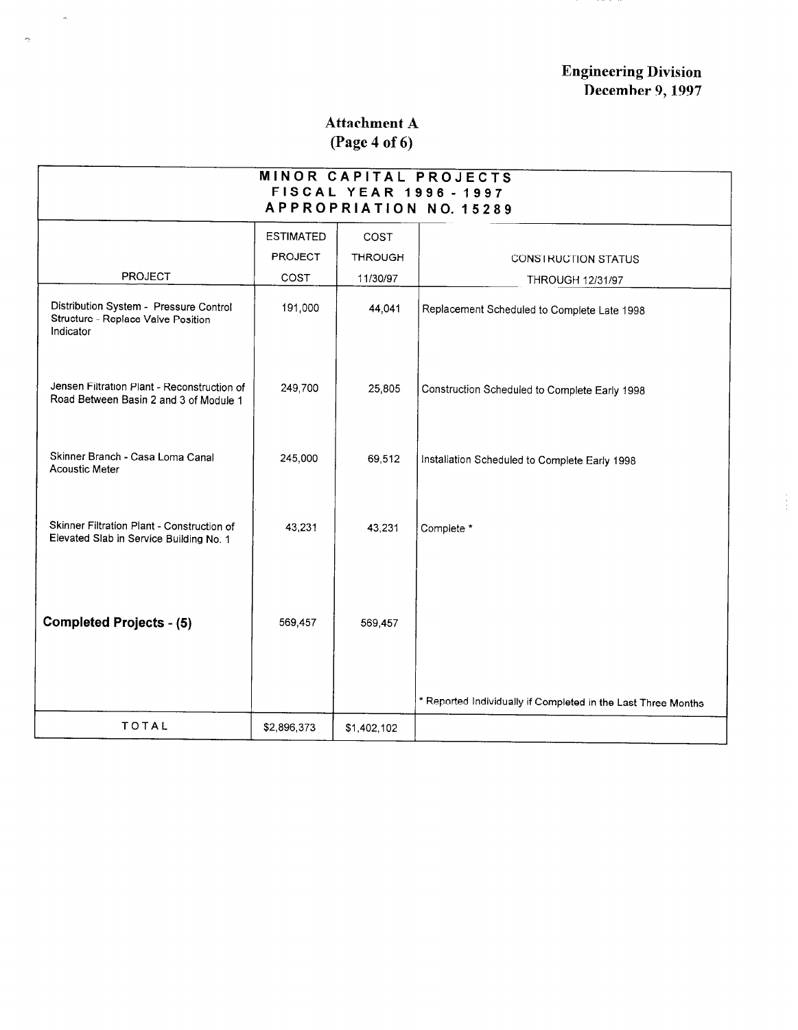Engineering Division
December 9, 1997

## Attachment A
## (Page 4 of 6)

| MINOR CAPITAL PROJECTS FISCAL YEAR 1996 - 1997 APPROPRIATION NO. 15289 | | | |
|---|---|---|---|
| PROJECT | ESTIMATED PROJECT COST | COST THROUGH 11/30/97 | CONSTRUCTION STATUS THROUGH 12/31/97 |
| Distribution System - Pressure Control Structure - Replace Valve Position Indicator | 191,000 | 44,041 | Replacement Scheduled to Complete Late 1998 |
| Jensen Filtration Plant - Reconstruction of Road Between Basin 2 and 3 of Module 1 | 249,700 | 25,805 | Construction Scheduled to Complete Early 1998 |
| Skinner Branch - Casa Loma Canal Acoustic Meter | 245,000 | 69,512 | Installation Scheduled to Complete Early 1998 |
| Skinner Filtration Plant - Construction of Elevated Slab in Service Building No. 1 | 43,231 | 43,231 | Complete * |
| **Completed Projects - (5)** | 569,457 | 569,457 | |
| | | | * Reported Individually if Completed in the Last Three Months |
| TOTAL | $2,896,373 | $1,402,102 | |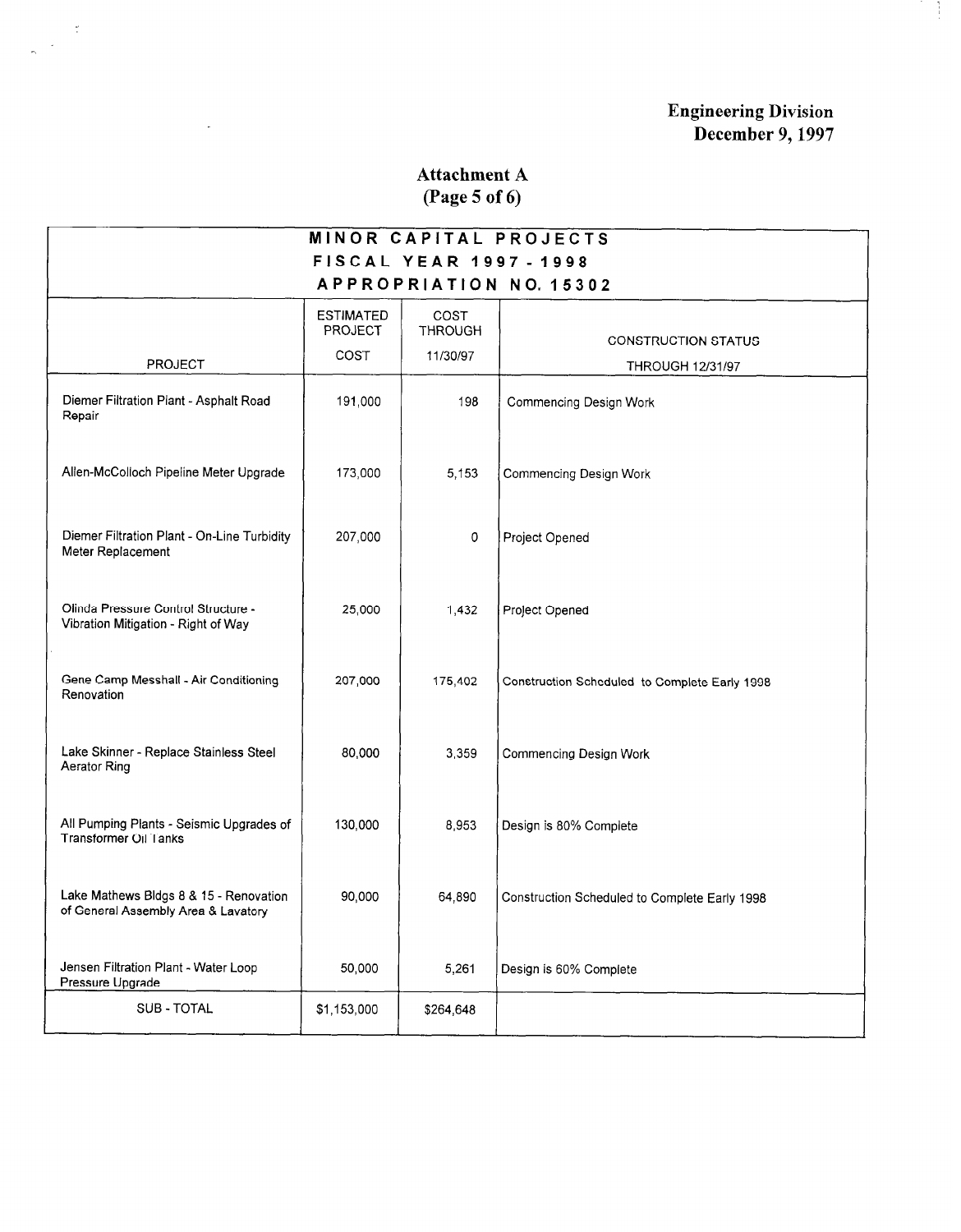Engineering Division
December 9, 1997

## Attachment A
(Page 5 of 6)

| MINOR CAPITAL PROJECTS FISCAL YEAR 1997 - 1998 APPROPRIATION NO. 15302 | | | |
|---|---|---|---|
| PROJECT | ESTIMATED PROJECT COST | COST THROUGH 11/30/97 | CONSTRUCTION STATUS THROUGH 12/31/97 |
| Diemer Filtration Plant - Asphalt Road Repair | 191,000 | 198 | Commencing Design Work |
| Allen-McColloch Pipeline Meter Upgrade | 173,000 | 5,153 | Commencing Design Work |
| Diemer Filtration Plant - On-Line Turbidity Meter Replacement | 207,000 | 0 | Project Opened |
| Olinda Pressure Control Structure - Vibration Mitigation - Right of Way | 25,000 | 1,432 | Project Opened |
| Gene Camp Messhall - Air Conditioning Renovation | 207,000 | 175,402 | Construction Scheduled to Complete Early 1998 |
| Lake Skinner - Replace Stainless Steel Aerator Ring | 80,000 | 3,359 | Commencing Design Work |
| All Pumping Plants - Seismic Upgrades of Transformer Oil Tanks | 130,000 | 8,953 | Design is 80% Complete |
| Lake Mathews Bldgs 8 & 15 - Renovation of General Assembly Area & Lavatory | 90,000 | 64,890 | Construction Scheduled to Complete Early 1998 |
| Jensen Filtration Plant - Water Loop Pressure Upgrade | 50,000 | 5,261 | Design is 60% Complete |
| SUB - TOTAL | $1,153,000 | $264,648 | |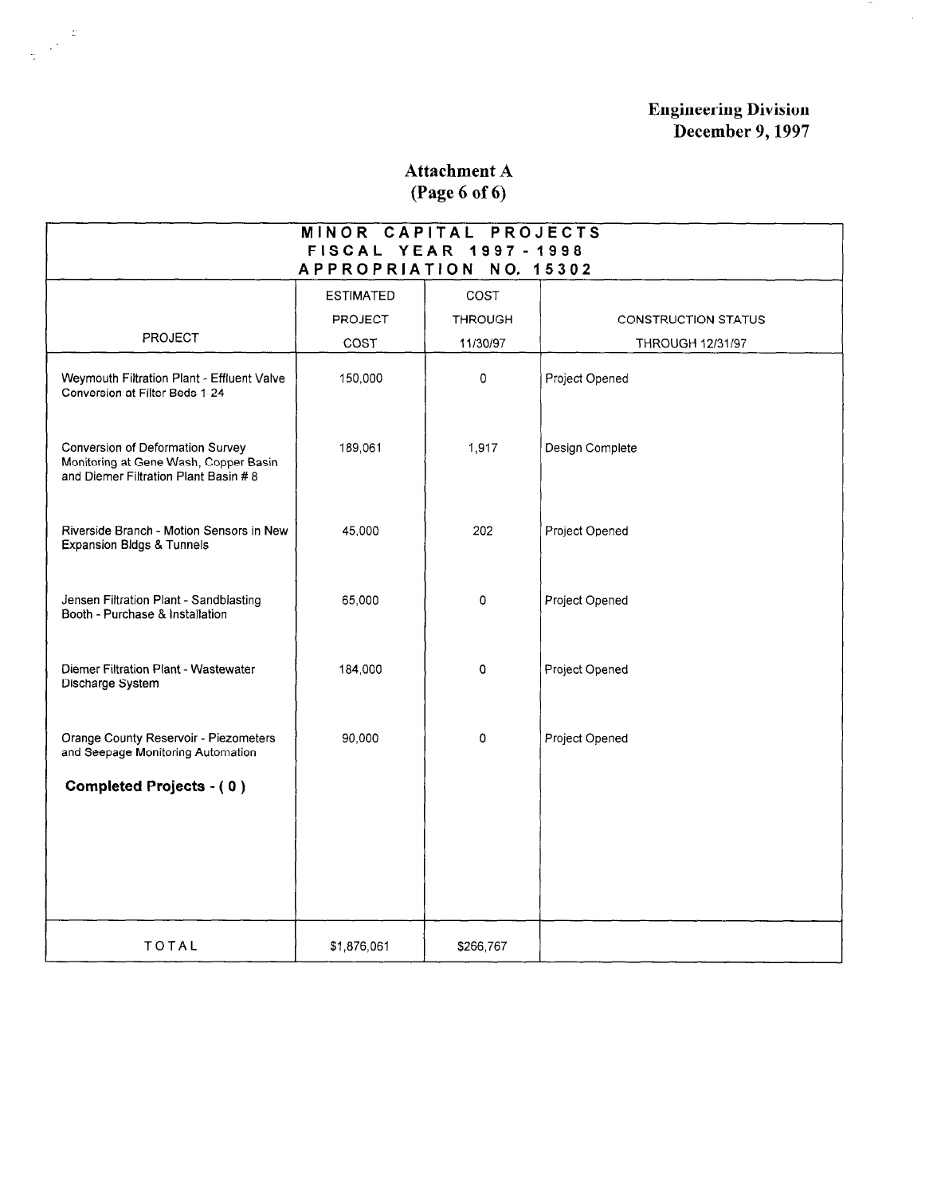Engineering Division
December 9, 1997

# Attachment A
## (Page 6 of 6)

| MINOR CAPITAL PROJECTS FISCAL YEAR 1997 - 1998 APPROPRIATION NO. 15302 | | | |
|---|---|---|---|
| PROJECT | ESTIMATED PROJECT COST | COST THROUGH 11/30/97 | CONSTRUCTION STATUS THROUGH 12/31/97 |
| Weymouth Filtration Plant - Effluent Valve Conversion at Filter Beds 1 24 | 150,000 | 0 | Project Opened |
| Conversion of Deformation Survey Monitoring at Gene Wash, Copper Basin and Diemer Filtration Plant Basin # 8 | 189,061 | 1,917 | Design Complete |
| Riverside Branch - Motion Sensors in New Expansion Bldgs & Tunnels | 45,000 | 202 | Project Opened |
| Jensen Filtration Plant - Sandblasting Booth - Purchase & Installation | 65,000 | 0 | Project Opened |
| Diemer Filtration Plant - Wastewater Discharge System | 184,000 | 0 | Project Opened |
| Orange County Reservoir - Piezometers and Seepage Monitoring Automation | 90,000 | 0 | Project Opened |
| **Completed Projects - ( 0 )** | | | |
| TOTAL | $1,876,061 | $266,767 | |